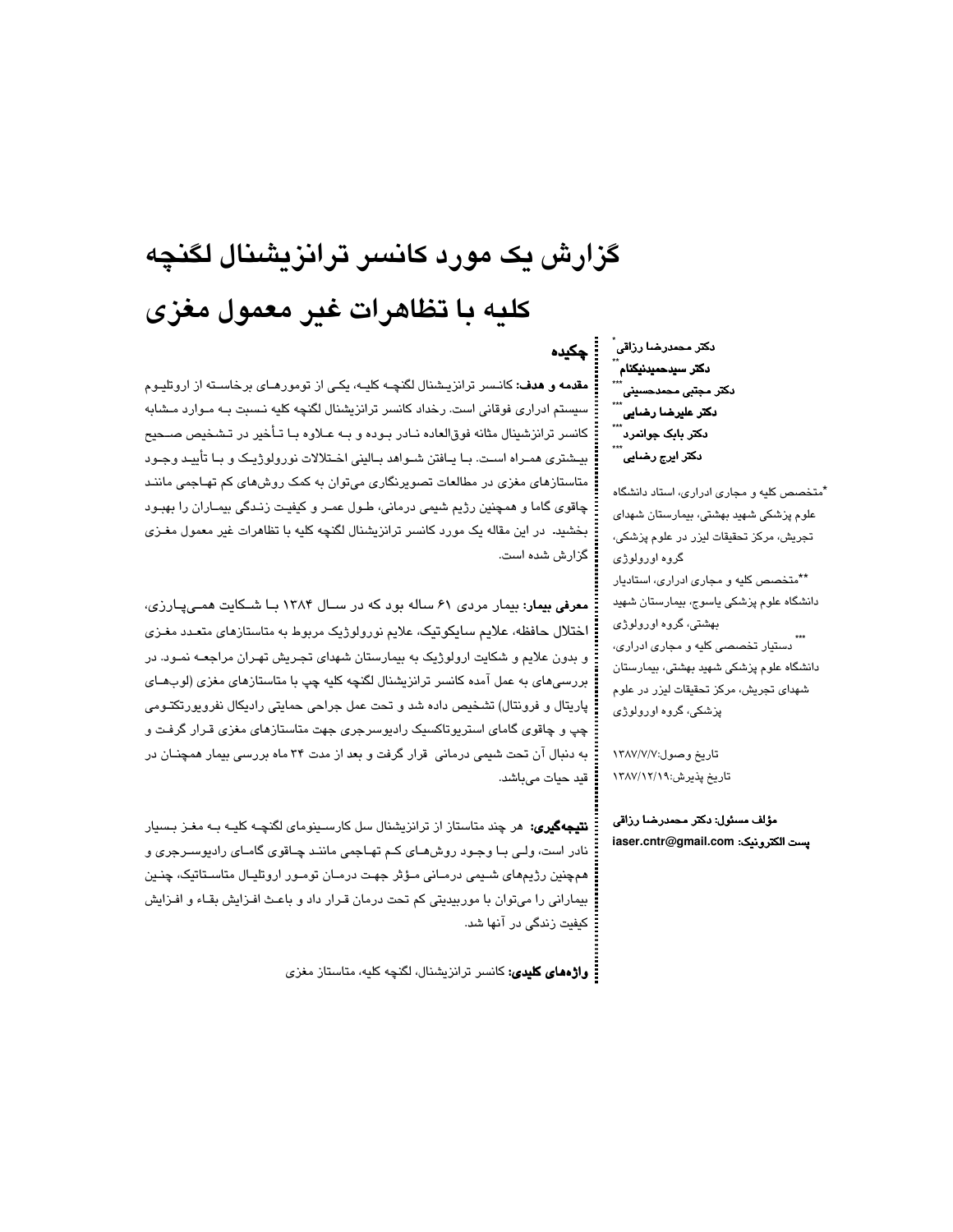# گزارش یک مورد کانسر ترانزیشنال لگنچه کلیه با تظاهرات غیر معمول مغزی

دکتر محمدرضا رزاقی[*]
دکتر سیدحمیدنیکنام[**]
دکتر مجتبی محمدحسینی[***]
دکتر علیرضا رضایی[***]
دکتر بابک جوانمرد[***]
دکتر ایرج رضایی[***]

[*]متخصص کلیه و مجاری ادراری، استاد دانشگاه علوم پزشکی شهید بهشتی، بیمارستان شهدای تجریش، مرکز تحقیقات لیزر در علوم پزشکی، گروه اورولوژی

[**]متخصص کلیه و مجاری ادراری، استادیار دانشگاه علوم پزشکی یاسوج، بیمارستان شهید بهشتی، گروه اورولوژی

[***]دستیار تخصصی کلیه و مجاری ادراری، دانشگاه علوم پزشکی شهید بهشتی، بیمارستان شهدای تجریش، مرکز تحقیقات لیزر در علوم پزشکی، گروه اورولوژی

تاریخ وصول:۱۳۸۷/۷/۷
تاریخ پذیرش:۱۳۸۷/۱۲/۱۹

**مؤلف مسئول: دکتر محمدرضا رزاقی**
**پست الکترونیک:** iaser.cntr@gmail.com

## چکیده

**مقدمه و هدف:** کانسر ترانزیشنال لگنچه کلیه، یکی از تومورهای برخاسته از اروتلیوم سیستم ادراری فوقانی است. رخداد کانسر ترانزیشنال لگنچه کلیه نسبت به موارد مشابه کانسر ترانزشینال مثانه فوق‌العاده نادر بوده و به علاوه با تأخیر در تشخیص صحیح بیشتری همراه است. با یافتن شواهد بالینی اختلالات نورولوژیک و با تأیید وجود متاستازهای مغزی در مطالعات تصویرنگاری می‌توان به کمک روش‌های کم تهاجمی مانند چاقوی گاما و همچنین رژیم شیمی درمانی، طول عمر و کیفیت زندگی بیماران را بهبود بخشید. در این مقاله یک مورد کانسر ترانزیشنال لگنچه کلیه با تظاهرات غیر معمول مغزی گزارش شده است.

**معرفی بیمار:** بیمار مردی ۶۱ ساله بود که در سال ۱۳۸۴ با شکایت همی‌پارزی، اختلال حافظه، علایم سایکوتیک، علایم نورولوژیک مربوط به متاستازهای متعدد مغزی و بدون علایم و شکایت اورولوژیک به بیمارستان شهدای تجریش تهران مراجعه نمود. در بررسی‌های به عمل آمده کانسر ترانزیشنال لگنچه کلیه چپ با متاستازهای مغزی (لوب‌های پاریتال و فرونتال) تشخیص داده شد و تحت عمل جراحی حمایتی رادیکال نفرویورتکتومی چپ و چاقوی گامای استریوتاکسیک رادیوسرجری جهت متاستازهای مغزی قرار گرفت و به دنبال آن تحت شیمی درمانی قرار گرفت و بعد از مدت ۳۴ ماه بررسی بیمار همچنان در قید حیات می‌باشد.

**نتیجه‌گیری:** هر چند متاستاز از ترانزیشنال سل کارسینومای لگنچه کلیه به مغز بسیار نادر است، ولی با وجود روش‌های کم تهاجمی مانند چاقوی گامای رادیوسرجری و همچنین رژیم‌های شیمی درمانی مؤثر جهت درمان تومور اروتلیال متاستاتیک، چنین بیمارانی را می‌توان با موربیدیتی کم تحت درمان قرار داد و باعث افزایش بقاء و افزایش کیفیت زندگی در آنها شد.

**واژه‌های کلیدی:** کانسر ترانزیشنال، لگنچه کلیه، متاستاز مغزی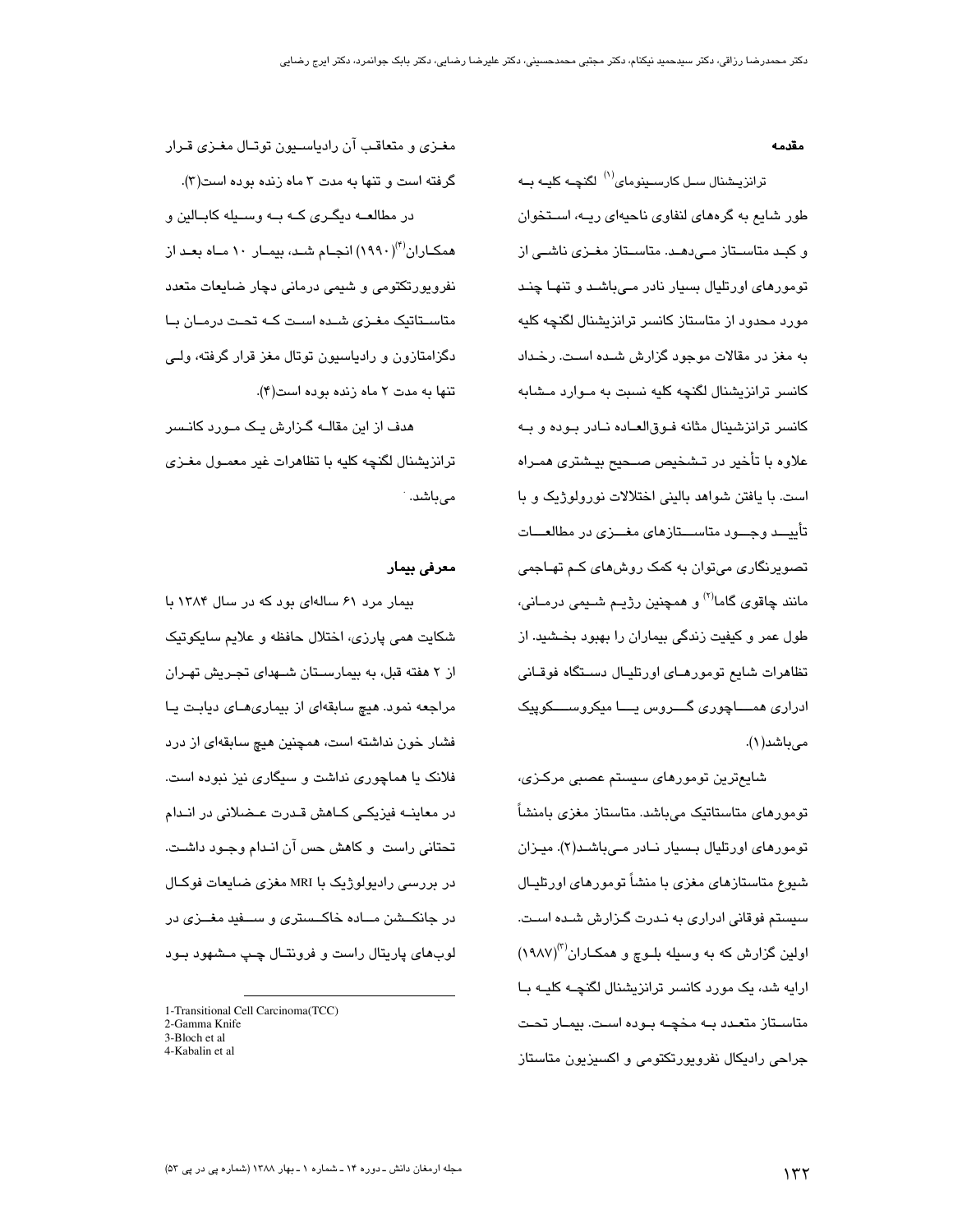## مقدمه

ترانزیشنال سل کارسینومای[1] لگنچه کلیه به طور شایع به گره‌های لنفاوی ناحیه‌ای ریه، استخوان و کبد متاستاز می‌دهد. متاستاز مغزی ناشی از تومورهای اورتلیال بسیار نادر می‌باشد و تنها چند مورد محدود از متاستاز کانسر ترانزیشنال لگنچه کلیه به مغز در مقالات موجود گزارش شده است. رخداد کانسر ترانزیشنال لگنچه کلیه نسبت به موارد مشابه کانسر ترانزشینال مثانه فوق‌العاده نادر بوده و به علاوه با تأخیر در تشخیص صحیح بیشتری همراه است. با یافتن شواهد بالینی اختلالات نورولوژیک و با تأیید وجود متاستازهای مغزی در مطالعات تصویرنگاری می‌توان به کمک روش‌های کم تهاجمی مانند چاقوی گاما[2] و همچنین رژیم شیمی درمانی، طول عمر و کیفیت زندگی بیماران را بهبود بخشید. از تظاهرات شایع تومورهای اورتلیال دستگاه فوقانی ادراری هماچوری گروس یا میکروسکوپیک می‌باشد(۱).

شایع‌ترین تومورهای سیستم عصبی مرکزی، تومورهای متاستاتیک می‌باشد. متاستاز مغزی بامنشأ تومورهای اورتلیال بسیار نادر می‌باشد(۲). میزان شیوع متاستازهای مغزی با منشأ تومورهای اورتلیال سیستم فوقانی ادراری به ندرت گزارش شده است. اولین گزارش که به وسیله بلوچ و همکاران[3](۱۹۸۷) ارایه شد، یک مورد کانسر ترانزیشنال لگنچه کلیه با متاستاز متعدد به مخچه بوده است. بیمار تحت جراحی رادیکال نفرویورتکتومی و اکسیزیون متاستاز مغزی و متعاقب آن رادیاسیون توتال مغزی قرار گرفته است و تنها به مدت ۳ ماه زنده بوده است(۳).

در مطالعه دیگری که به وسیله کابالین و همکاران[4](۱۹۹۰) انجام شد، بیمار ۱۰ ماه بعد از نفرویورتکتومی و شیمی درمانی دچار ضایعات متعدد متاستاتیک مغزی شده است که تحت درمان با دگزامتازون و رادیاسیون توتال مغز قرار گرفته، ولی تنها به مدت ۲ ماه زنده بوده است(۴).

هدف از این مقاله گزارش یک مورد کانسر ترانزیشنال لگنچه کلیه با تظاهرات غیر معمول مغزی می‌باشد.

## معرفی بیمار

بیمار مرد ۶۱ ساله‌ای بود که در سال ۱۳۸۴ با شکایت همی پارزی، اختلال حافظه و علایم سایکوتیک از ۲ هفته قبل، به بیمارستان شهدای تجریش تهران مراجعه نمود. هیچ سابقه‌ای از بیماری‌های دیابت یا فشار خون نداشته است، همچنین هیچ سابقه‌ای از درد فلانک یا هماچوری نداشت و سیگاری نیز نبوده است. در معاینه فیزیکی کاهش قدرت عضلانی در اندام تحتانی راست و کاهش حس آن اندام وجود داشت. در بررسی رادیولوژیک با MRI مغزی ضایعات فوکال در جانکشن ماده خاکستری و سفید مغزی در لوب‌های پاریتال راست و فرونتال چپ مشهود بود

---

1-Transitional Cell Carcinoma(TCC)
2-Gamma Knife
3-Bloch et al
4-Kabalin et al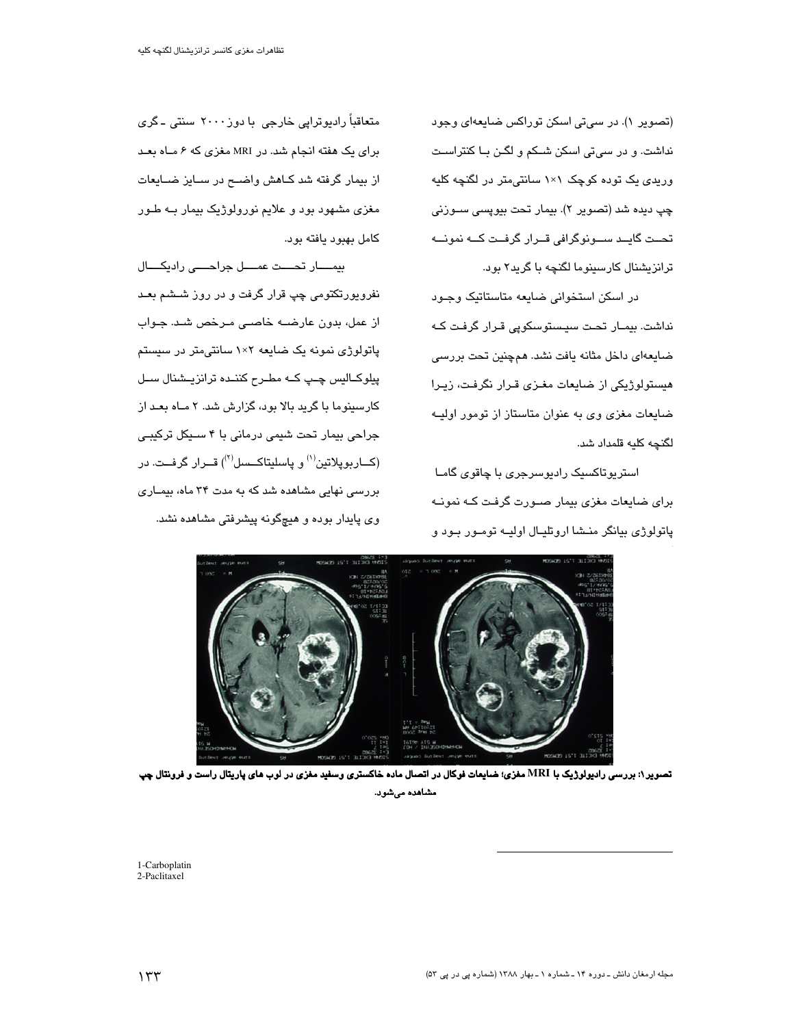(تصویر ۱). در سی‌تی اسکن توراکس ضایعه‌ای وجود نداشت. و در سی‌تی اسکن شکم و لگن با کنتراست وریدی یک توده کوچک ۱×۱ سانتی‌متر در لگنچه کلیه چپ دیده شد (تصویر ۲). بیمار تحت بیوپسی سوزنی تحت گاید سونوگرافی قرار گرفت که نمونه ترانزیشنال کارسینوما لگنچه با گرید۲ بود.

در اسکن استخوانی ضایعه متاستاتیک وجود نداشت. بیمار تحت سیستوسکوپی قرار گرفت که ضایعه‌ای داخل مثانه یافت نشد. هم‌چنین تحت بررسی هیستولوژیکی از ضایعات مغزی قرار نگرفت، زیرا ضایعات مغزی وی به عنوان متاستاز از تومور اولیه لگنچه کلیه قلمداد شد.

استریوتاکسیک رادیوسرجری با چاقوی گاما برای ضایعات مغزی بیمار صورت گرفت که نمونه پاتولوژی بیانگر منشا اروتلیال اولیه تومور بود و متعاقباً رادیوتراپی خارجی با دوز۲۰۰۰ سنتی ـ گری برای یک هفته انجام شد. در MRI مغزی که ۶ ماه بعد از بیمار گرفته شد کاهش واضح در سایز ضایعات مغزی مشهود بود و علایم نورولوژیک بیمار به طور کامل بهبود یافته بود.

بیمار تحت عمل جراحی رادیکال نفرویورتکتومی چپ قرار گرفت و در روز ششم بعد از عمل، بدون عارضه خاصی مرخص شد. جواب پاتولوژی نمونه یک ضایعه ۲×۱ سانتی‌متر در سیستم پیلوکالیس چپ که مطرح کننده ترانزیشنال سل کارسینوما با گرید بالا بود، گزارش شد. ۲ ماه بعد از جراحی بیمار تحت شیمی درمانی با ۴ سیکل ترکیبی (کاربوپلاتین[1] و پاسلیتاکسل[2]) قرار گرفت. در بررسی نهایی مشاهده شد که به مدت ۳۴ ماه، بیماری وی پایدار بوده و هیچگونه پیشرفتی مشاهده نشد.

**تصویر۱: بررسی رادیولوژیک با MRI مغزی؛ ضایعات فوکال در اتصال ماده خاکستری وسفید مغزی در لوب های پاریتال راست و فرونتال چپ مشاهده می‌شود.**

1-Carboplatin
2-Paclitaxel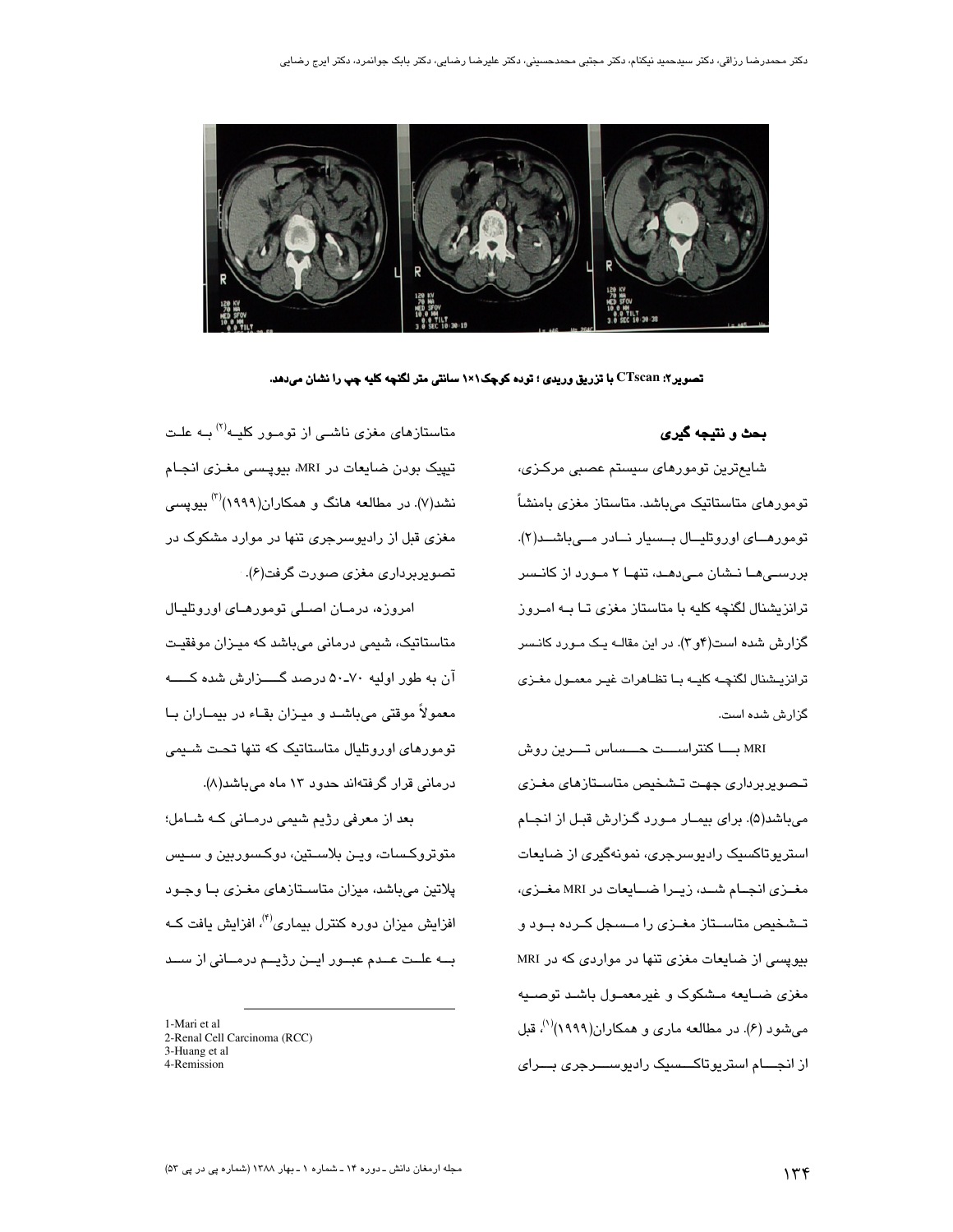تصویر۲: CTscan با تزریق وریدی ؛ توده کوچک۱×۱ سانتی متر لگنچه کلیه چپ را نشان می‌دهد.

## بحث و نتیجه گیری

شایع‌ترین تومورهای سیستم عصبی مرکزی، تومورهای متاستاتیک می‌باشد. متاستاز مغزی بامنشأ تومورهای اوروتلیال بسیار نادر می‌باشد(۲). بررسی‌ها نشان می‌دهد، تنها ۲ مورد از کانسر ترانزیشنال لگنچه کلیه با متاستاز مغزی تا به امروز گزارش شده است(۴و۳). در این مقاله یک مورد کانسر ترانزیشنال لگنچه کلیه با تظاهرات غیر معمول مغزی گزارش شده است.

MRI با کنتراست حساس ترین روش تصویربرداری جهت تشخیص متاستازهای مغزی می‌باشد(۵). برای بیمار مورد گزارش قبل از انجام استریوتاکسیک رادیوسرجری، نمونه‌گیری از ضایعات مغزی انجام شد، زیرا ضایعات در MRI مغزی، تشخیص متاستاز مغزی را مسجل کرده بود و بیوپسی از ضایعات مغزی تنها در مواردی که در MRI مغزی ضایعه مشکوک و غیرمعمول باشد توصیه می‌شود (۶). در مطالعه ماری و همکاران(۱۹۹۹)[1]، قبل از انجام استریوتاکسیک رادیوسرجری برای متاستازهای مغزی ناشی از تومور کلیه[2] به علت تیپیک بودن ضایعات در MRI، بیوپسی مغزی انجام نشد(۷). در مطالعه هانگ و همکاران(۱۹۹۹)[3] بیوپسی مغزی قبل از رادیوسرجری تنها در موارد مشکوک در تصویربرداری مغزی صورت گرفت(۶).

امروزه، درمان اصلی تومورهای اوروتلیال متاستاتیک، شیمی درمانی می‌باشد که میزان موفقیت آن به طور اولیه ۷۰-۵۰ درصد گزارش شده که معمولاً موقتی می‌باشد و میزان بقاء در بیماران با تومورهای اوروتلیال متاستاتیک که تنها تحت شیمی درمانی قرار گرفته‌اند حدود ۱۳ ماه می‌باشد(۸).

بعد از معرفی رژیم شیمی درمانی که شامل؛ متوتروکسات، وین بلاستین، دوکسوربین و سیس پلاتین می‌باشد، میزان متاستازهای مغزی با وجود افزایش میزان دوره کنترل بیماری[4]، افزایش یافت که به علت عدم عبور این رژیم درمانی از سد

---

1-Mari et al
2-Renal Cell Carcinoma (RCC)
3-Huang et al
4-Remission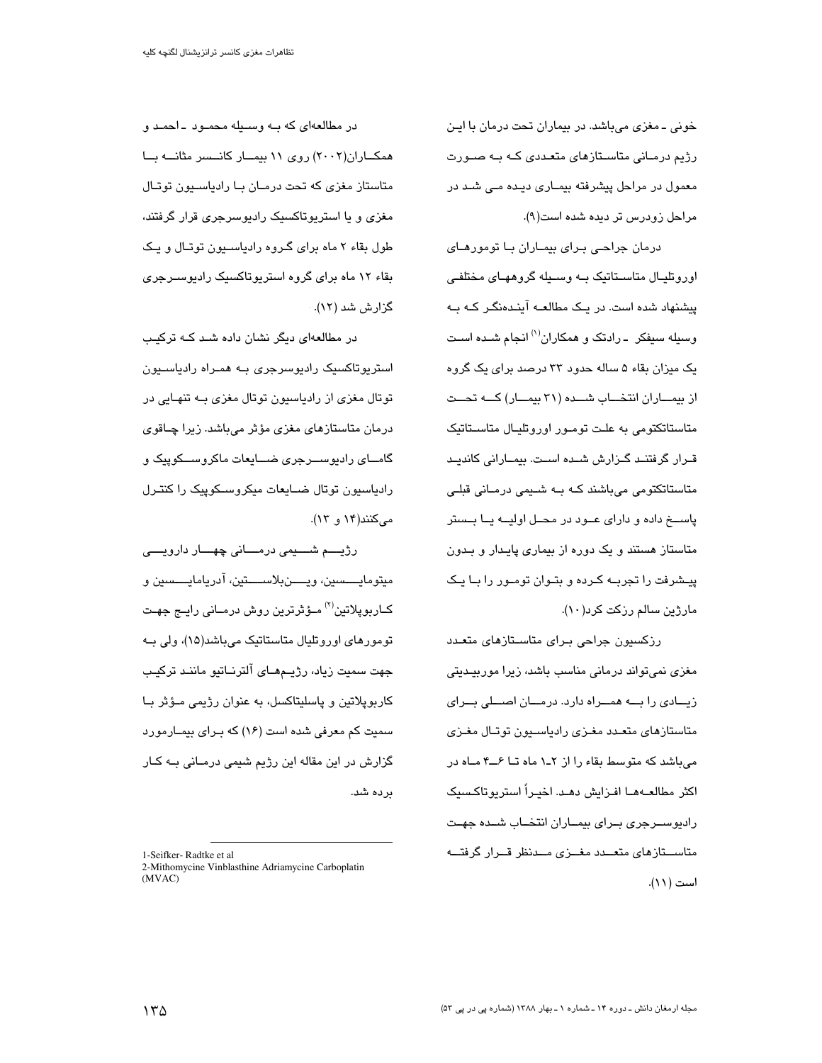خونی ـ مغزی می‌باشد. در بیماران تحت درمان با این رژیم درمانی متاستازهای متعددی که به صورت معمول در مراحل پیشرفته بیماری دیده می شد در مراحل زودرس تر دیده شده است(۹).

درمان جراحی برای بیماران با تومورهای اوروتلیال متاستاتیک به وسیله گروههای مختلفی پیشنهاد شده است. در یک مطالعه آینده‌نگر که به وسیله سیفکر ـ رادتک و همکاران[۱] انجام شده است یک میزان بقاء ۵ ساله حدود ۳۳ درصد برای یک گروه از بیماران انتخاب شده (۳۱ بیمار) که تحت متاستاتکتومی به علت تومور اوروتلیال متاستاتیک قرار گرفتند گزارش شده است. بیمارانی کاندید متاستاتکتومی می‌باشند که به شیمی درمانی قبلی پاسخ داده و دارای عود در محل اولیه یا بستر متاستاز هستند و یک دوره از بیماری پایدار و بدون پیشرفت را تجربه کرده و بتوان تومور را با یک مارژین سالم رزکت کرد(۱۰).

رزکسیون جراحی برای متاستازهای متعدد مغزی نمی‌تواند درمانی مناسب باشد، زیرا موربیدیتی زیادی را به همراه دارد. درمان اصلی برای متاستازهای متعدد مغزی رادیاسیون توتال مغزی می‌باشد که متوسط بقاء را از ۲ـ۱ ماه تا ۶ـ۴ ماه در اکثر مطالعه‌ها افزایش دهد. اخیراً استریوتاکسیک رادیوسرجری برای بیماران انتخاب شده جهت متاستازهای متعدد مغزی مدنظر قرار گرفته است (۱۱).

در مطالعه‌ای که به وسیله محمود ـ احمد و همکاران(۲۰۰۲) روی ۱۱ بیمار کانسر مثانه با متاستاز مغزی که تحت درمان با رادیاسیون توتال مغزی و یا استریوتاکسیک رادیوسرجری قرار گرفتند، طول بقاء ۲ ماه برای گروه رادیاسیون توتال و یک بقاء ۱۲ ماه برای گروه استریوتاکسیک رادیوسرجری گزارش شد (۱۲).

در مطالعه‌ای دیگر نشان داده شد که ترکیب استریوتاکسیک رادیوسرجری به همراه رادیاسیون توتال مغزی از رادیاسیون توتال مغزی به تنهایی در درمان متاستازهای مغزی مؤثر می‌باشد. زیرا چاقوی گامای رادیوسرجری ضایعات ماکروسکوپیک و رادیاسیون توتال ضایعات میکروسکوپیک را کنترل می‌کنند(۱۴ و ۱۳).

رژیم شیمی درمانی چهار دارویی میتومایسین، وین‌بلاستین، آدریامایسین و کاربوپلاتین[۲] مؤثرترین روش درمانی رایج جهت تومورهای اوروتلیال متاستاتیک می‌باشد(۱۵)، ولی به جهت سمیت زیاد، رژیم‌های آلترناتیو مانند ترکیب کاربوپلاتین و پاسلیتاکسل، به عنوان رژیمی مؤثر با سمیت کم معرفی شده است (۱۶) که برای بیمارمورد گزارش در این مقاله این رژیم شیمی درمانی به کار برده شد.

---

1-Seifker- Radtke et al
2-Mithomycine Vinblasthine Adriamycine Carboplatin (MVAC)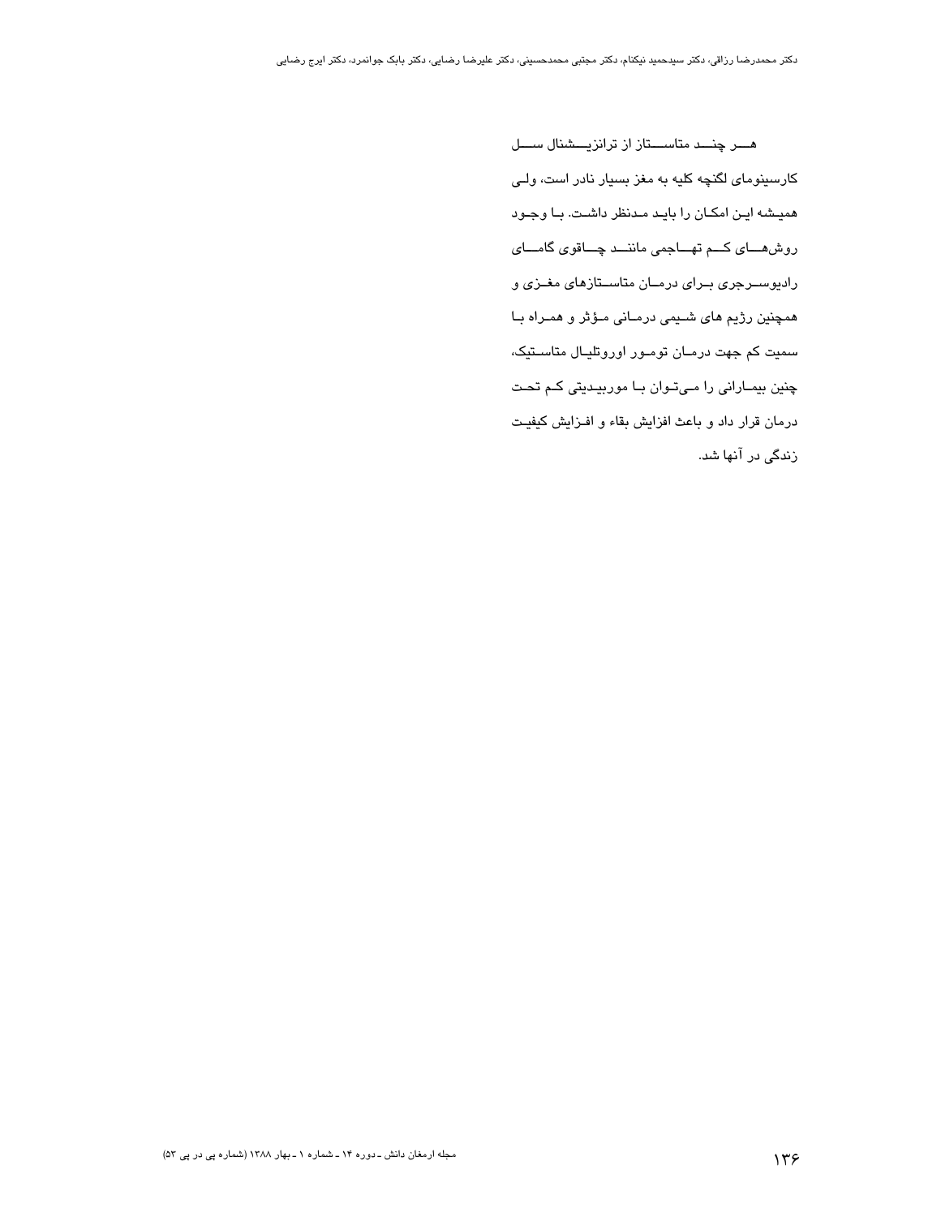هر چند متاستاز از ترانزیشنال سل کارسینومای لگنچه کلیه به مغز بسیار نادر است، ولی همیشه این امکان را باید مدنظر داشت. با وجود روش‌های کم تهاجمی مانند چاقوی گامای رادیوسرجری برای درمان متاستازهای مغزی و همچنین رژیم های شیمی درمانی مؤثر و همراه با سمیت کم جهت درمان تومور اوروتلیال متاستیک، چنین بیمارانی را می‌توان با موربیدیتی کم تحت درمان قرار داد و باعث افزایش بقاء و افزایش کیفیت زندگی در آنها شد.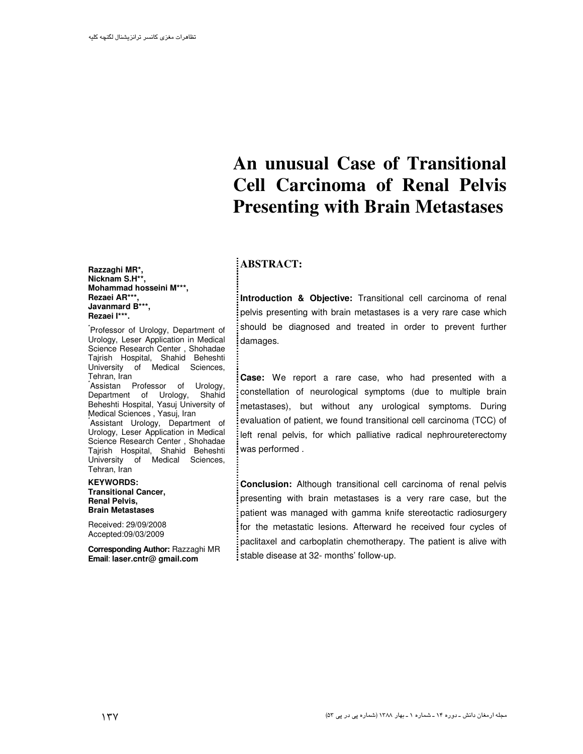# An unusual Case of Transitional Cell Carcinoma of Renal Pelvis Presenting with Brain Metastases

**Razzaghi MR*,**
**Nicknam S.H**,**
**Mohammad hosseini M***,**
**Rezaei AR***,**
**Javanmard B***,**
**Rezaei I***.**

*Professor of Urology, Department of Urology, Leser Application in Medical Science Research Center , Shohadae Tajrish Hospital, Shahid Beheshti University of Medical Sciences, Tehran, Iran

*Assistan Professor of Urology, Department of Urology, Shahid Beheshti Hospital, Yasuj University of Medical Sciences , Yasuj, Iran

*Assistant Urology, Department of Urology, Leser Application in Medical Science Research Center , Shohadae Tajrish Hospital, Shahid Beheshti University of Medical Sciences, Tehran, Iran

**KEYWORDS:**
**Transitional Cancer,**
**Renal Pelvis,**
**Brain Metastases**

Received: 29/09/2008
Accepted:09/03/2009

**Corresponding Author:** Razzaghi MR
**Email**: **laser.cntr@ gmail.com**

## ABSTRACT:

**Introduction & Objective:** Transitional cell carcinoma of renal pelvis presenting with brain metastases is a very rare case which should be diagnosed and treated in order to prevent further damages.

**Case:** We report a rare case, who had presented with a constellation of neurological symptoms (due to multiple brain metastases), but without any urological symptoms. During evaluation of patient, we found transitional cell carcinoma (TCC) of left renal pelvis, for which palliative radical nephroureterectomy was performed .

**Conclusion:** Although transitional cell carcinoma of renal pelvis presenting with brain metastases is a very rare case, but the patient was managed with gamma knife stereotactic radiosurgery for the metastatic lesions. Afterward he received four cycles of paclitaxel and carboplatin chemotherapy. The patient is alive with stable disease at 32- months' follow-up.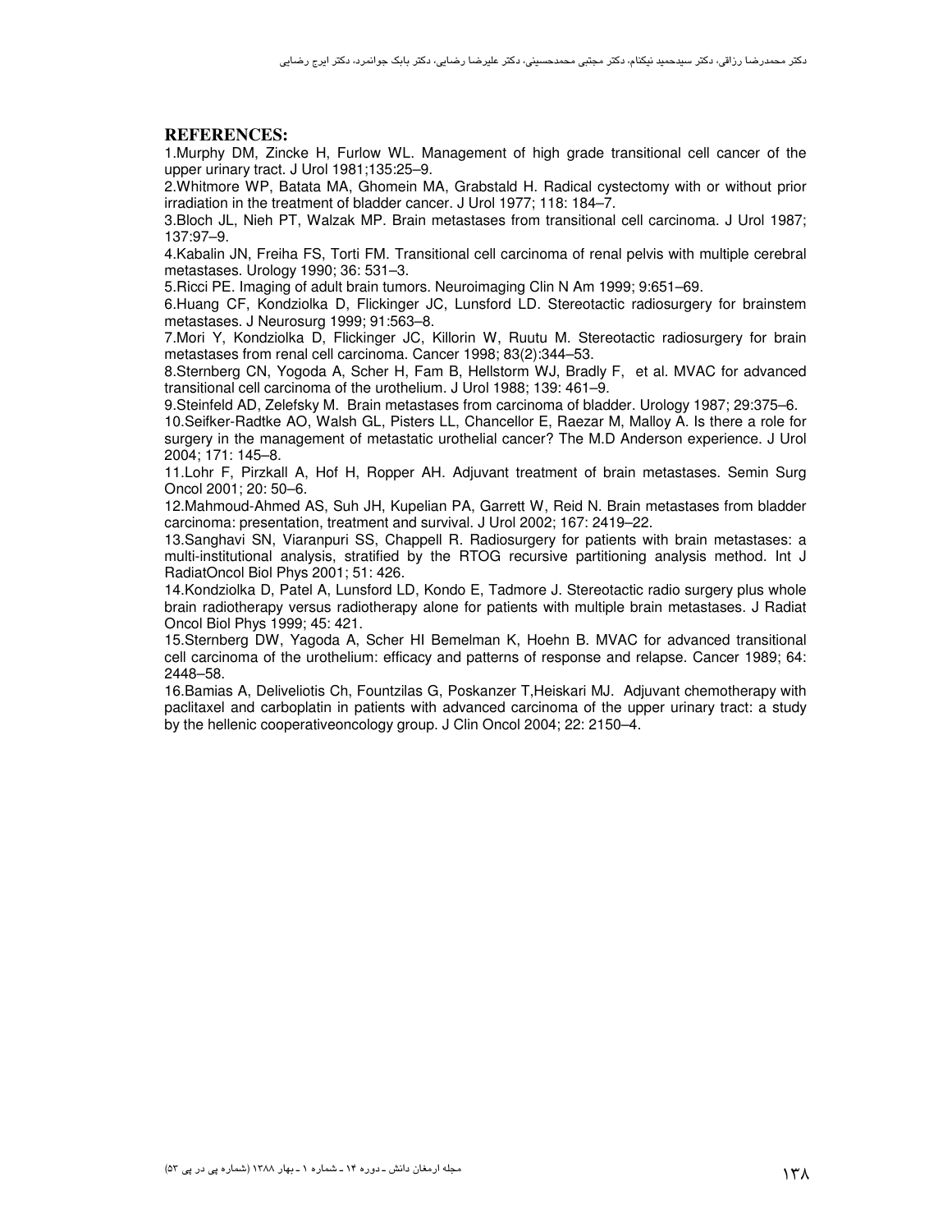## REFERENCES:

1.Murphy DM, Zincke H, Furlow WL. Management of high grade transitional cell cancer of the upper urinary tract. J Urol 1981;135:25–9.

2.Whitmore WP, Batata MA, Ghomein MA, Grabstald H. Radical cystectomy with or without prior irradiation in the treatment of bladder cancer. J Urol 1977; 118: 184–7.

3.Bloch JL, Nieh PT, Walzak MP. Brain metastases from transitional cell carcinoma. J Urol 1987; 137:97–9.

4.Kabalin JN, Freiha FS, Torti FM. Transitional cell carcinoma of renal pelvis with multiple cerebral metastases. Urology 1990; 36: 531–3.

5.Ricci PE. Imaging of adult brain tumors. Neuroimaging Clin N Am 1999; 9:651–69.

6.Huang CF, Kondziolka D, Flickinger JC, Lunsford LD. Stereotactic radiosurgery for brainstem metastases. J Neurosurg 1999; 91:563–8.

7.Mori Y, Kondziolka D, Flickinger JC, Killorin W, Ruutu M. Stereotactic radiosurgery for brain metastases from renal cell carcinoma. Cancer 1998; 83(2):344–53.

8.Sternberg CN, Yogoda A, Scher H, Fam B, Hellstorm WJ, Bradly F, et al. MVAC for advanced transitional cell carcinoma of the urothelium. J Urol 1988; 139: 461–9.

9.Steinfeld AD, Zelefsky M. Brain metastases from carcinoma of bladder. Urology 1987; 29:375–6.

10.Seifker-Radtke AO, Walsh GL, Pisters LL, Chancellor E, Raezar M, Malloy A. Is there a role for surgery in the management of metastatic urothelial cancer? The M.D Anderson experience. J Urol 2004; 171: 145–8.

11.Lohr F, Pirzkall A, Hof H, Ropper AH. Adjuvant treatment of brain metastases. Semin Surg Oncol 2001; 20: 50–6.

12.Mahmoud-Ahmed AS, Suh JH, Kupelian PA, Garrett W, Reid N. Brain metastases from bladder carcinoma: presentation, treatment and survival. J Urol 2002; 167: 2419–22.

13.Sanghavi SN, Viaranpuri SS, Chappell R. Radiosurgery for patients with brain metastases: a multi-institutional analysis, stratified by the RTOG recursive partitioning analysis method. Int J RadiatOncol Biol Phys 2001; 51: 426.

14.Kondziolka D, Patel A, Lunsford LD, Kondo E, Tadmore J. Stereotactic radio surgery plus whole brain radiotherapy versus radiotherapy alone for patients with multiple brain metastases. J Radiat Oncol Biol Phys 1999; 45: 421.

15.Sternberg DW, Yagoda A, Scher HI Bemelman K, Hoehn B. MVAC for advanced transitional cell carcinoma of the urothelium: efficacy and patterns of response and relapse. Cancer 1989; 64: 2448–58.

16.Bamias A, Deliveliotis Ch, Fountzilas G, Poskanzer T,Heiskari MJ. Adjuvant chemotherapy with paclitaxel and carboplatin in patients with advanced carcinoma of the upper urinary tract: a study by the hellenic cooperativeoncology group. J Clin Oncol 2004; 22: 2150–4.